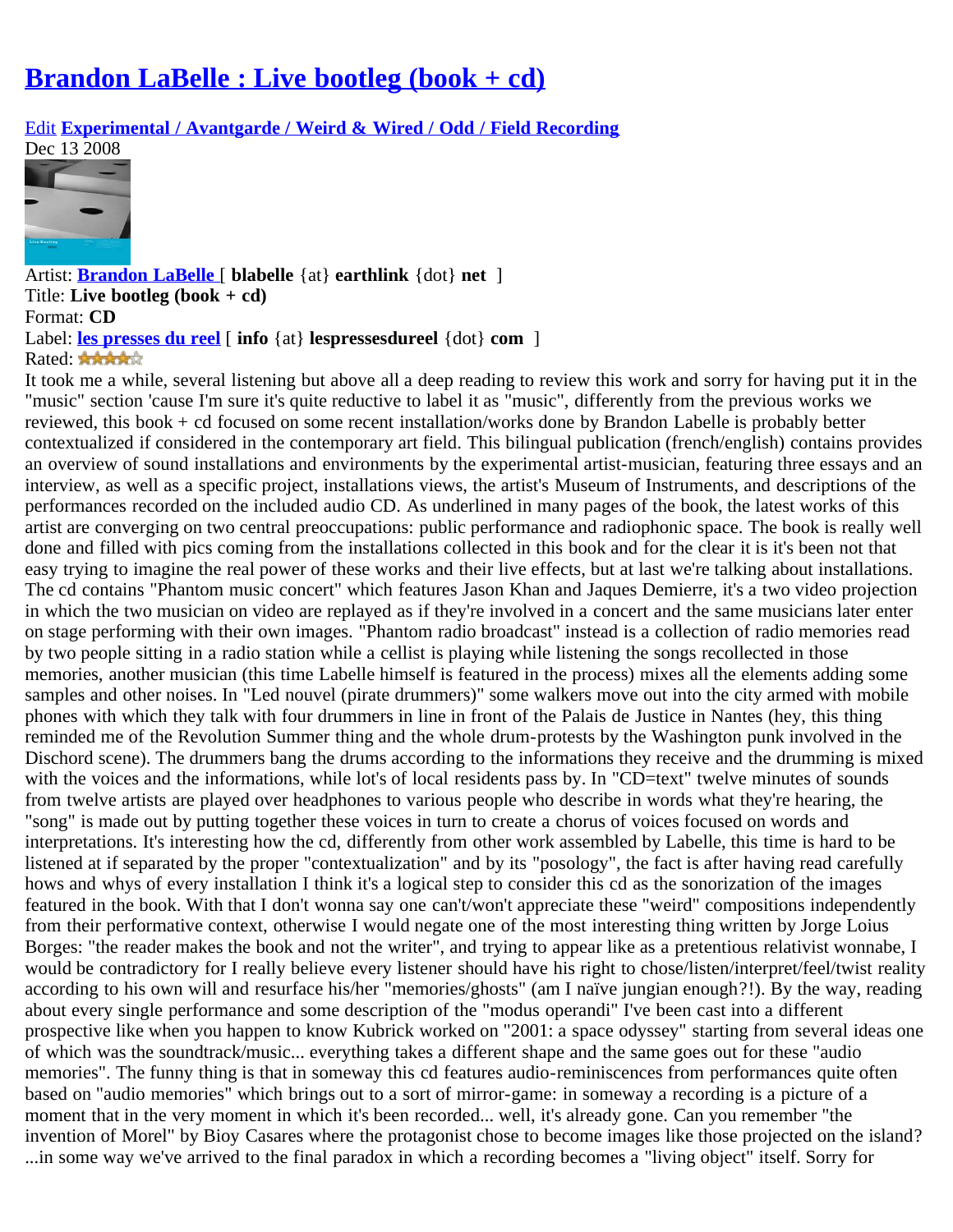# Brandon LaBelle : Live bootleg (book + cd)

Edit **Experimental / Avantgarde / Weird & Wired / Odd / Field Recording**

Dec 13 2008

Artist: **Brandon LaBelle** [ **blabelle** {at} **earthlink** {dot} **net** ]

Title: **Live bootleg (book + cd)**

Format: **CD**

Label: **les presses du reel** [ **info** {at} **lespressesdureel** {dot} **com** ]

Rated:

It took me a while, several listening but above all a deep reading to review this work and sorry for having put it in the "music" section 'cause I'm sure it's quite reductive to label it as "music", differently from the previous works we reviewed, this book + cd focused on some recent installation/works done by Brandon Labelle is probably better contextualized if considered in the contemporary art field. This bilingual publication (french/english) contains provides an overview of sound installations and environments by the experimental artist-musician, featuring three essays and an interview, as well as a specific project, installations views, the artist's Museum of Instruments, and descriptions of the performances recorded on the included audio CD. As underlined in many pages of the book, the latest works of this artist are converging on two central preoccupations: public performance and radiophonic space. The book is really well done and filled with pics coming from the installations collected in this book and for the clear it is it's been not that easy trying to imagine the real power of these works and their live effects, but at last we're talking about installations. The cd contains "Phantom music concert" which features Jason Khan and Jaques Demierre, it's a two video projection in which the two musician on video are replayed as if they're involved in a concert and the same musicians later enter on stage performing with their own images. "Phantom radio broadcast" instead is a collection of radio memories read by two people sitting in a radio station while a cellist is playing while listening the songs recollected in those memories, another musician (this time Labelle himself is featured in the process) mixes all the elements adding some samples and other noises. In "Led nouvel (pirate drummers)" some walkers move out into the city armed with mobile phones with which they talk with four drummers in line in front of the Palais de Justice in Nantes (hey, this thing reminded me of the Revolution Summer thing and the whole drum-protests by the Washington punk involved in the Dischord scene). The drummers bang the drums according to the informations they receive and the drumming is mixed with the voices and the informations, while lot's of local residents pass by. In "CD=text" twelve minutes of sounds from twelve artists are played over headphones to various people who describe in words what they're hearing, the "song" is made out by putting together these voices in turn to create a chorus of voices focused on words and interpretations. It's interesting how the cd, differently from other work assembled by Labelle, this time is hard to be listened at if separated by the proper "contextualization" and by its "posology", the fact is after having read carefully hows and whys of every installation I think it's a logical step to consider this cd as the sonorization of the images featured in the book. With that I don't wonna say one can't/won't appreciate these "weird" compositions independently from their performative context, otherwise I would negate one of the most interesting thing written by Jorge Loius Borges: "the reader makes the book and not the writer", and trying to appear like as a pretentious relativist wonnabe, I would be contradictory for I really believe every listener should have his right to chose/listen/interpret/feel/twist reality according to his own will and resurface his/her "memories/ghosts" (am I naïve jungian enough?!). By the way, reading about every single performance and some description of the "modus operandi" I've been cast into a different prospective like when you happen to know Kubrick worked on "2001: a space odyssey" starting from several ideas one of which was the soundtrack/music... everything takes a different shape and the same goes out for these "audio memories". The funny thing is that in someway this cd features audio-reminiscences from performances quite often based on "audio memories" which brings out to a sort of mirror-game: in someway a recording is a picture of a moment that in the very moment in which it's been recorded... well, it's already gone. Can you remember "the invention of Morel" by Bioy Casares where the protagonist chose to become images like those projected on the island? ...in some way we've arrived to the final paradox in which a recording becomes a "living object" itself. Sorry for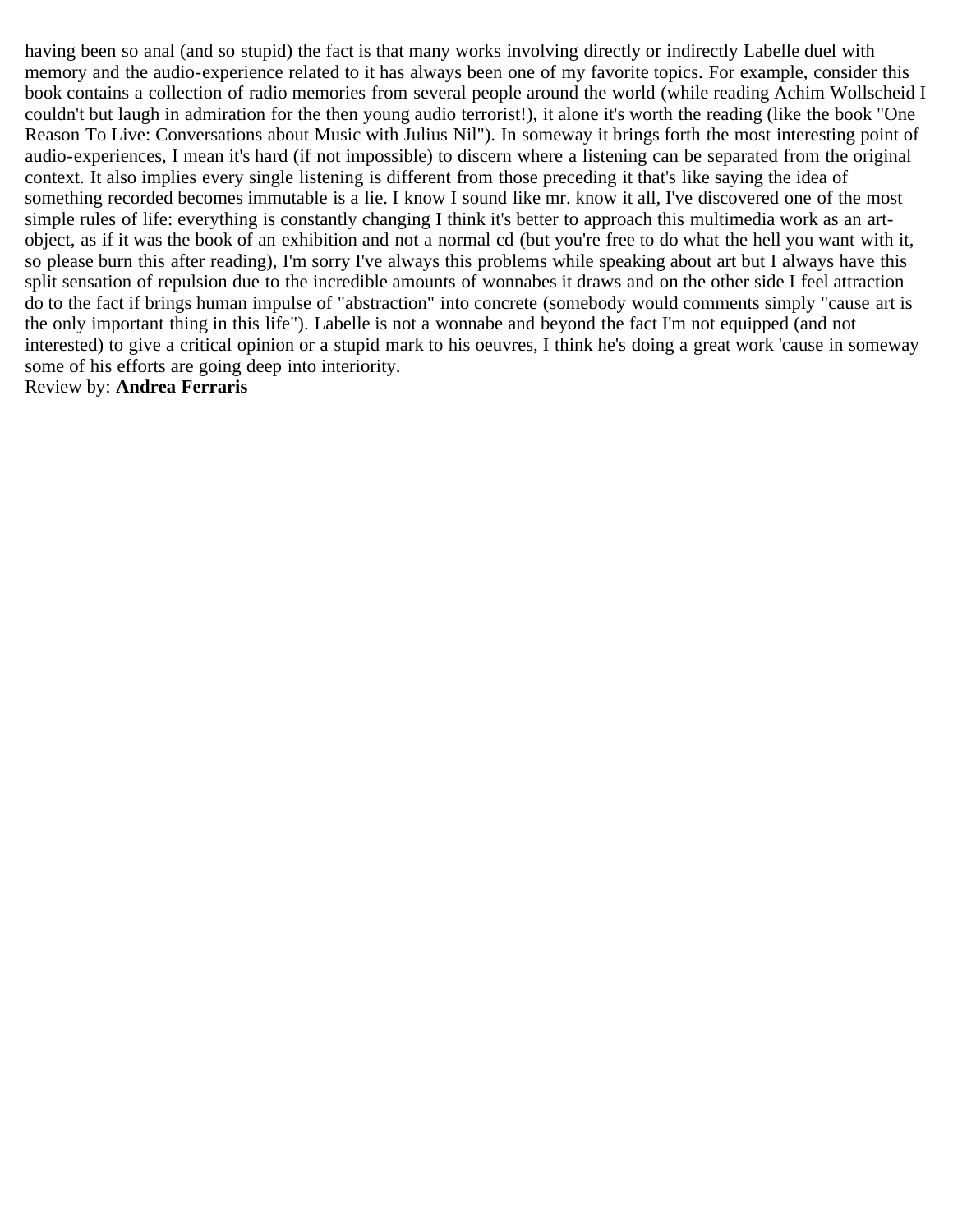having been so anal (and so stupid) the fact is that many works involving directly or indirectly Labelle duel with memory and the audio-experience related to it has always been one of my favorite topics. For example, consider this book contains a collection of radio memories from several people around the world (while reading Achim Wollscheid I couldn't but laugh in admiration for the then young audio terrorist!), it alone it's worth the reading (like the book "One Reason To Live: Conversations about Music with Julius Nil"). In someway it brings forth the most interesting point of audio-experiences, I mean it's hard (if not impossible) to discern where a listening can be separated from the original context. It also implies every single listening is different from those preceding it that's like saying the idea of something recorded becomes immutable is a lie. I know I sound like mr. know it all, I've discovered one of the most simple rules of life: everything is constantly changing I think it's better to approach this multimedia work as an art-object, as if it was the book of an exhibition and not a normal cd (but you're free to do what the hell you want with it, so please burn this after reading), I'm sorry I've always this problems while speaking about art but I always have this split sensation of repulsion due to the incredible amounts of wonnabes it draws and on the other side I feel attraction do to the fact if brings human impulse of "abstraction" into concrete (somebody would comments simply "cause art is the only important thing in this life"). Labelle is not a wonnabe and beyond the fact I'm not equipped (and not interested) to give a critical opinion or a stupid mark to his oeuvres, I think he's doing a great work 'cause in someway some of his efforts are going deep into interiority.

Review by: **Andrea Ferraris**